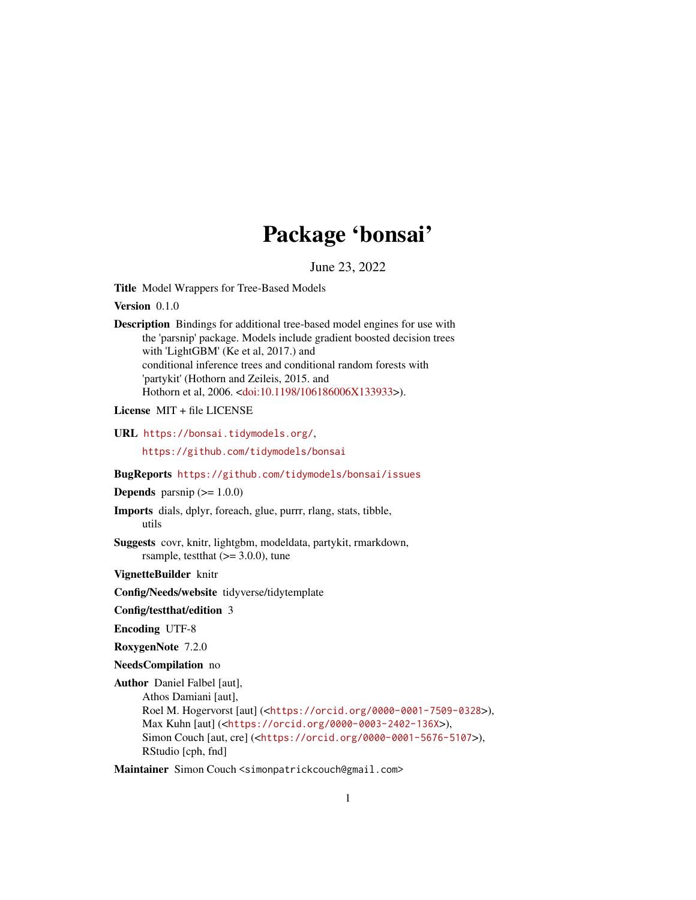# Package 'bonsai'

June 23, 2022

**Title** Model Wrappers for Tree-Based Models

**Version** 0.1.0

**Description** Bindings for additional tree-based model engines for use with the 'parsnip' package. Models include gradient boosted decision trees with 'LightGBM' (Ke et al, 2017.) and conditional inference trees and conditional random forests with 'partykit' (Hothorn and Zeileis, 2015. and Hothorn et al, 2006. <doi:10.1198/106186006X133933>).

**License** MIT + file LICENSE

**URL** https://bonsai.tidymodels.org/, https://github.com/tidymodels/bonsai

**BugReports** https://github.com/tidymodels/bonsai/issues

**Depends** parsnip (>= 1.0.0)

**Imports** dials, dplyr, foreach, glue, purrr, rlang, stats, tibble, utils

**Suggests** covr, knitr, lightgbm, modeldata, partykit, rmarkdown, rsample, testthat (>= 3.0.0), tune

**VignetteBuilder** knitr

**Config/Needs/website** tidyverse/tidytemplate

**Config/testthat/edition** 3

**Encoding** UTF-8

**RoxygenNote** 7.2.0

**NeedsCompilation** no

**Author** Daniel Falbel [aut],
Athos Damiani [aut],
Roel M. Hogervorst [aut] (<https://orcid.org/0000-0001-7509-0328>),
Max Kuhn [aut] (<https://orcid.org/0000-0003-2402-136X>),
Simon Couch [aut, cre] (<https://orcid.org/0000-0001-5676-5107>),
RStudio [cph, fnd]

**Maintainer** Simon Couch <simonpatrickcouch@gmail.com>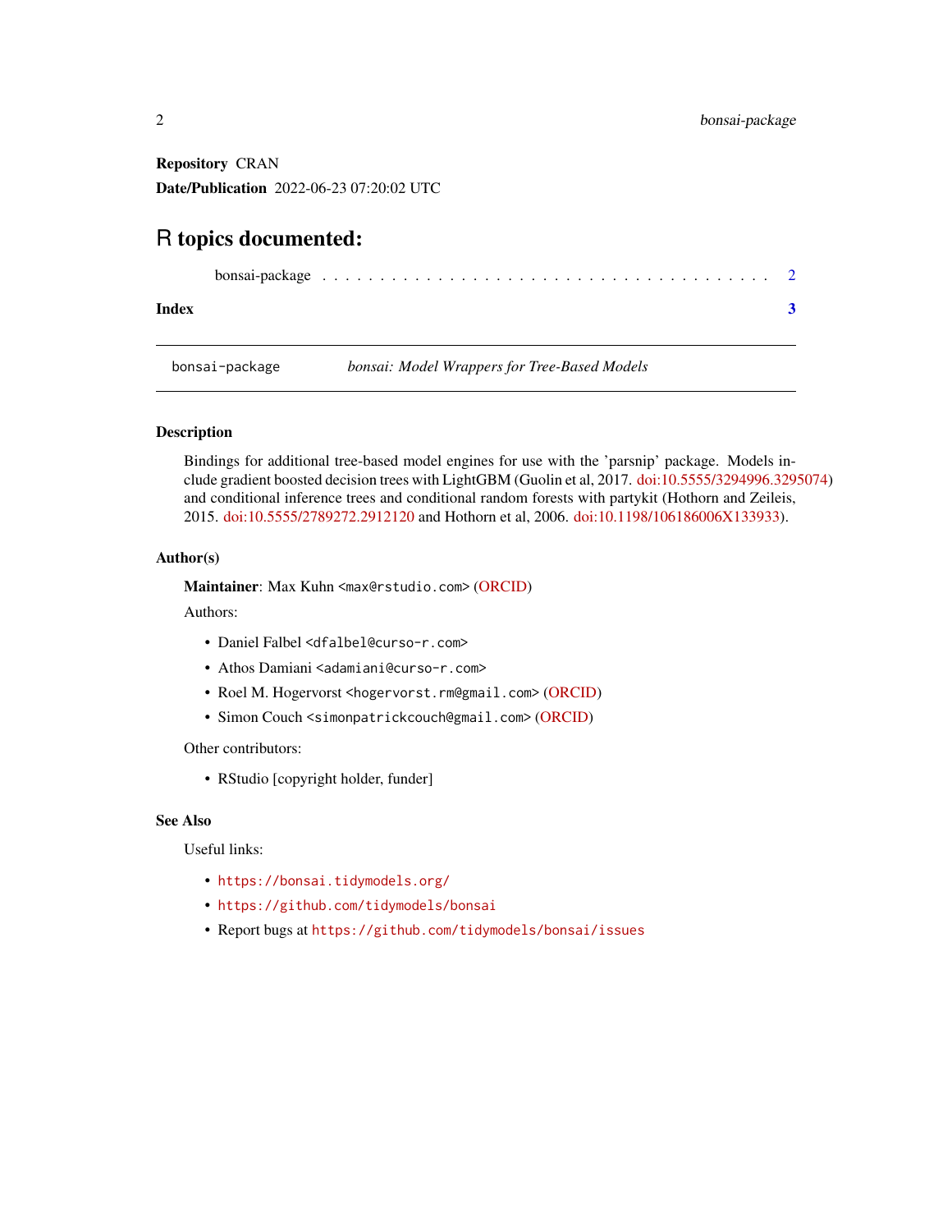**Repository** CRAN

**Date/Publication** 2022-06-23 07:20:02 UTC

# R topics documented:

bonsai-package . . . . . . . . . . . . . . . . . . . . . . . . . . . . . . . . . . . . . . . . 2

**Index** **3**

---

bonsai-package *bonsai: Model Wrappers for Tree-Based Models*

---

### Description

Bindings for additional tree-based model engines for use with the 'parsnip' package. Models include gradient boosted decision trees with LightGBM (Guolin et al, 2017. doi:10.5555/3294996.3295074) and conditional inference trees and conditional random forests with partykit (Hothorn and Zeileis, 2015. doi:10.5555/2789272.2912120 and Hothorn et al, 2006. doi:10.1198/106186006X133933).

### Author(s)

**Maintainer**: Max Kuhn <max@rstudio.com> (ORCID)

Authors:

- Daniel Falbel <dfalbel@curso-r.com>
- Athos Damiani <adamiani@curso-r.com>
- Roel M. Hogervorst <hogervorst.rm@gmail.com> (ORCID)
- Simon Couch <simonpatrickcouch@gmail.com> (ORCID)

Other contributors:

- RStudio [copyright holder, funder]

### See Also

Useful links:

- https://bonsai.tidymodels.org/
- https://github.com/tidymodels/bonsai
- Report bugs at https://github.com/tidymodels/bonsai/issues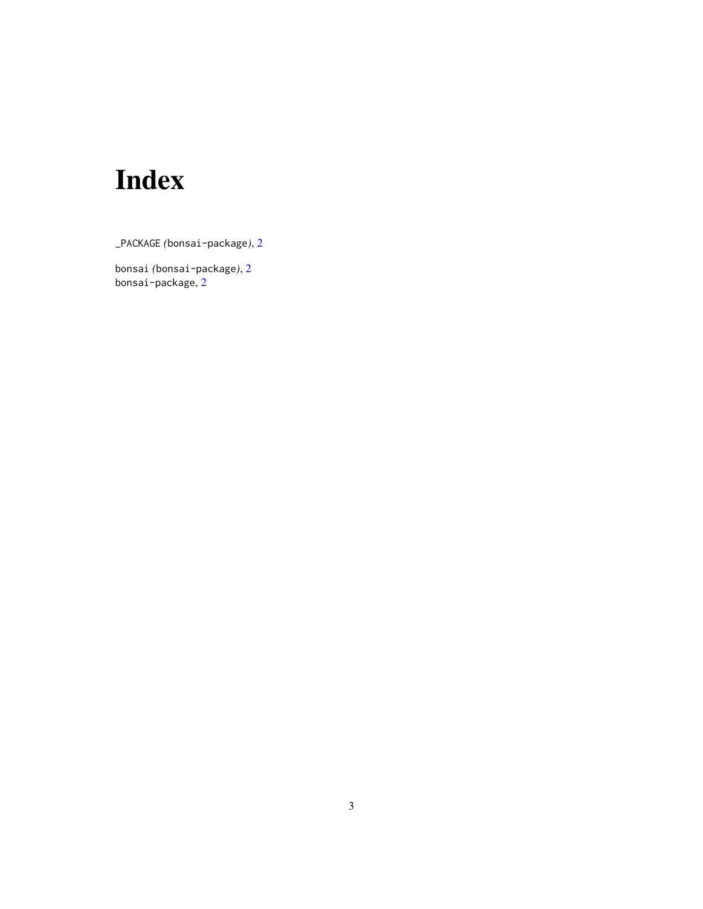# Index

_PACKAGE (bonsai-package), 2

bonsai (bonsai-package), 2
bonsai-package, 2